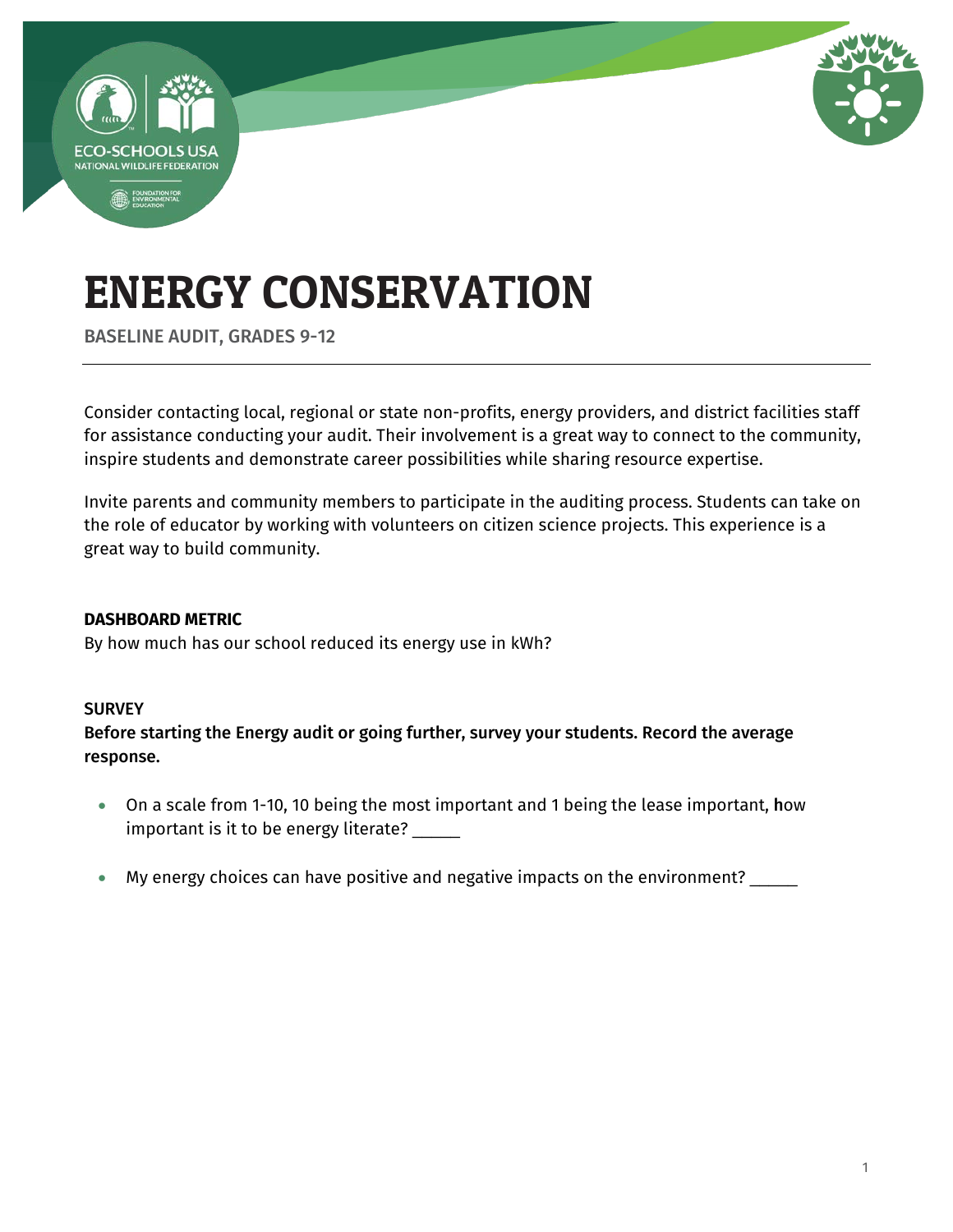# ENERGY CONSERVATION

BASELINE AUDIT, GRADES 9-12

Consider contacting local, regional or state non-profits, energy providers, and district facilities staff for assistance conducting your audit. Their involvement is a great way to connect to the community, inspire students and demonstrate career possibilities while sharing resource expertise.

Invite parents and community members to participate in the auditing process. Students can take on the role of educator by working with volunteers on citizen science projects. This experience is a great way to build community.

**DASHBOARD METRIC**

By how much has our school reduced its energy use in kWh?

**SURVEY**

**Before starting the Energy audit or going further, survey your students. Record the average response.**

- On a scale from 1-10, 10 being the most important and 1 being the lease important, how important is it to be energy literate? _____
- My energy choices can have positive and negative impacts on the environment? _____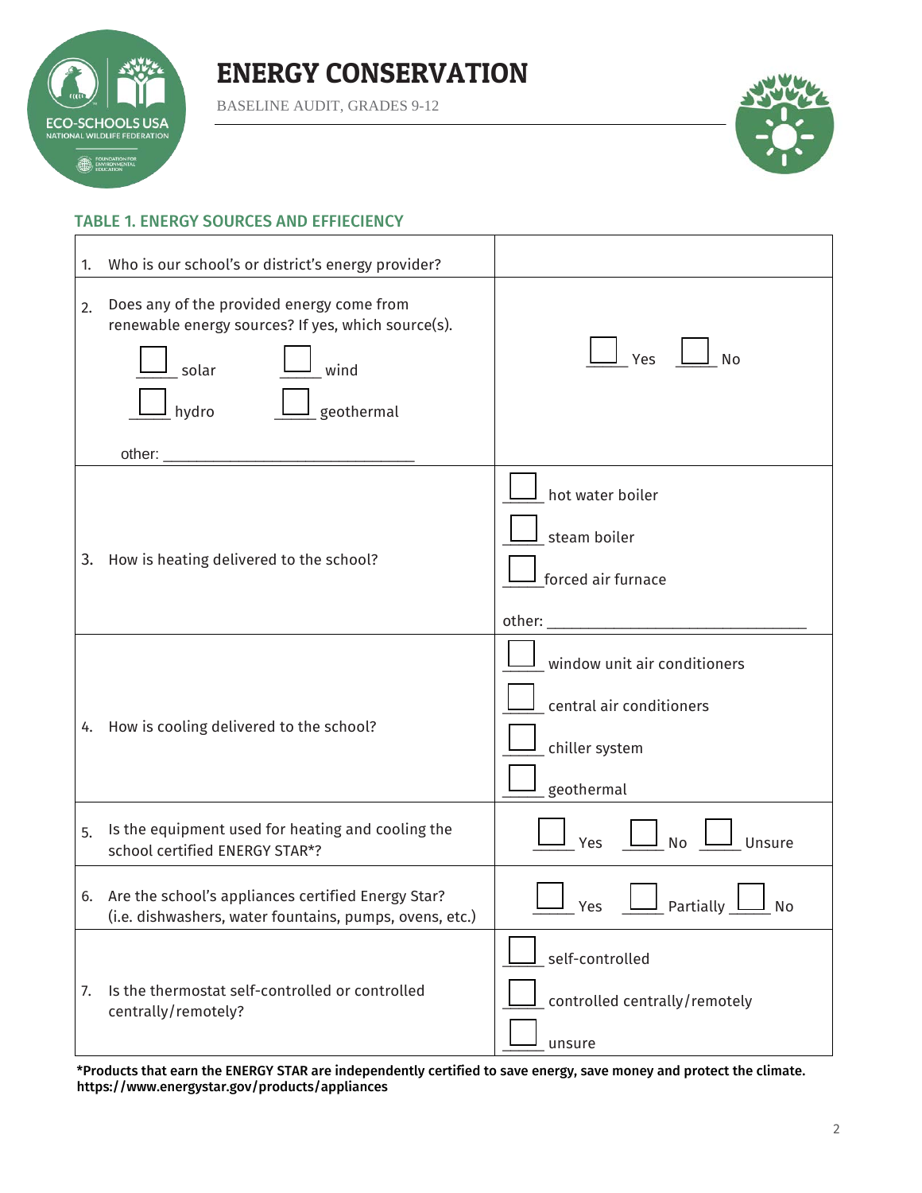# ENERGY CONSERVATION

BASELINE AUDIT, GRADES 9-12

### TABLE 1. ENERGY SOURCES AND EFFIECIENCY

| Question | Response |
|---|---|
| 1. Who is our school's or district's energy provider? | |
| 2. Does any of the provided energy come from renewable energy sources? If yes, which source(s).<br>☐ solar ☐ wind<br>☐ hydro ☐ geothermal<br>other: ______________________________ | ☐ Yes ☐ No |
| 3. How is heating delivered to the school? | ☐ hot water boiler<br>☐ steam boiler<br>☐ forced air furnace<br>other: ______________________________ |
| 4. How is cooling delivered to the school? | ☐ window unit air conditioners<br>☐ central air conditioners<br>☐ chiller system<br>☐ geothermal |
| 5. Is the equipment used for heating and cooling the school certified ENERGY STAR*? | ☐ Yes ☐ No ☐ Unsure |
| 6. Are the school's appliances certified Energy Star? (i.e. dishwashers, water fountains, pumps, ovens, etc.) | ☐ Yes ☐ Partially ☐ No |
| 7. Is the thermostat self-controlled or controlled centrally/remotely? | ☐ self-controlled<br>☐ controlled centrally/remotely<br>☐ unsure |

**\*Products that earn the ENERGY STAR are independently certified to save energy, save money and protect the climate. https://www.energystar.gov/products/appliances**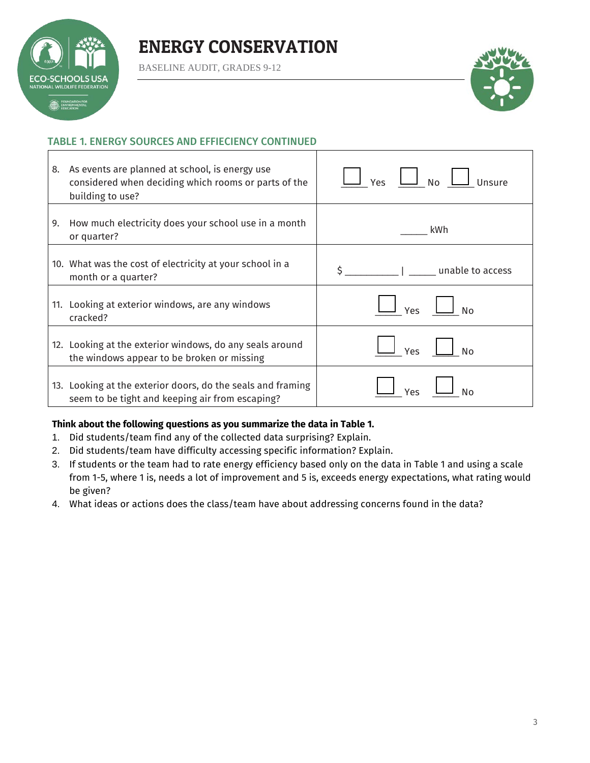# ENERGY CONSERVATION

BASELINE AUDIT, GRADES 9-12

## TABLE 1. ENERGY SOURCES AND EFFIECIENCY CONTINUED

| Question | Response |
|---|---|
| 8. As events are planned at school, is energy use considered when deciding which rooms or parts of the building to use? | ☐ Yes ☐ No ☐ Unsure |
| 9. How much electricity does your school use in a month or quarter? | _____ kWh |
| 10. What was the cost of electricity at your school in a month or a quarter? | $ __________ \| _____ unable to access |
| 11. Looking at exterior windows, are any windows cracked? | ☐ Yes ☐ No |
| 12. Looking at the exterior windows, do any seals around the windows appear to be broken or missing | ☐ Yes ☐ No |
| 13. Looking at the exterior doors, do the seals and framing seem to be tight and keeping air from escaping? | ☐ Yes ☐ No |

**Think about the following questions as you summarize the data in Table 1.**

1. Did students/team find any of the collected data surprising? Explain.
2. Did students/team have difficulty accessing specific information? Explain.
3. If students or the team had to rate energy efficiency based only on the data in Table 1 and using a scale from 1-5, where 1 is, needs a lot of improvement and 5 is, exceeds energy expectations, what rating would be given?
4. What ideas or actions does the class/team have about addressing concerns found in the data?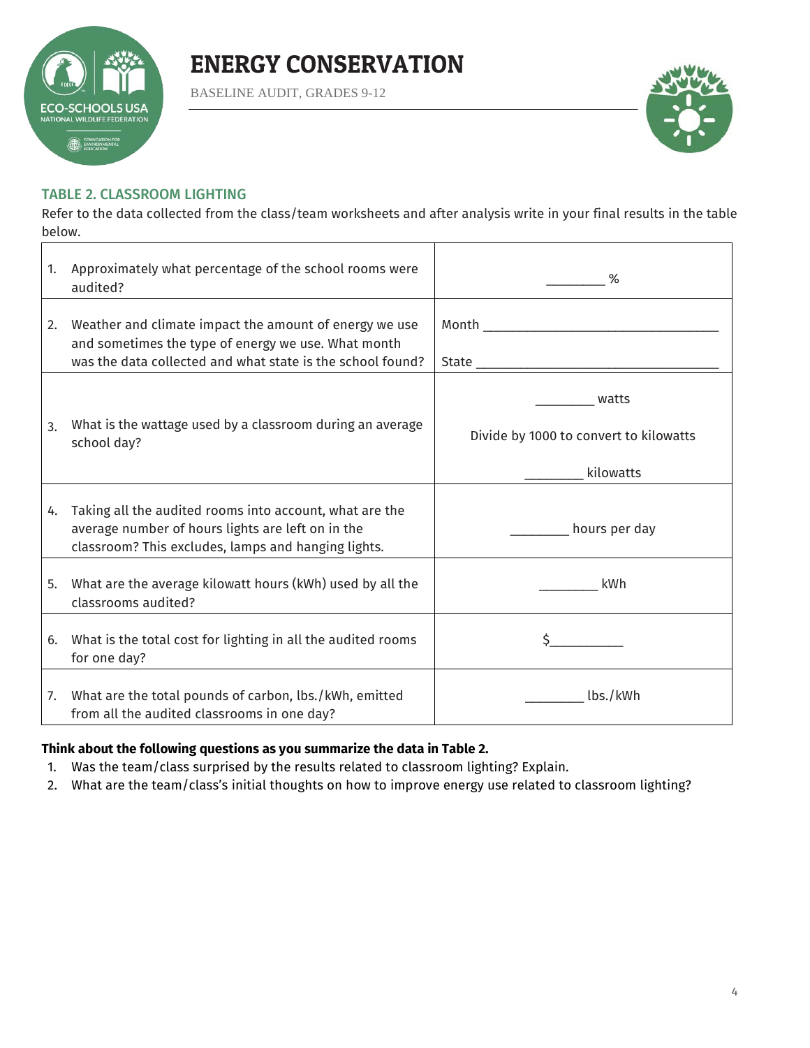# ENERGY CONSERVATION

BASELINE AUDIT, GRADES 9-12

## TABLE 2. CLASSROOM LIGHTING

Refer to the data collected from the class/team worksheets and after analysis write in your final results in the table below.

| | |
|---|---|
| 1. Approximately what percentage of the school rooms were audited? | ________ % |
| 2. Weather and climate impact the amount of energy we use and sometimes the type of energy we use. What month was the data collected and what state is the school found? | Month ________________________________ <br> State ________________________________ |
| 3. What is the wattage used by a classroom during an average school day? | ________ watts <br> Divide by 1000 to convert to kilowatts <br> ________ kilowatts |
| 4. Taking all the audited rooms into account, what are the average number of hours lights are left on in the classroom? This excludes, lamps and hanging lights. | ________ hours per day |
| 5. What are the average kilowatt hours (kWh) used by all the classrooms audited? | ________ kWh |
| 6. What is the total cost for lighting in all the audited rooms for one day? | $__________ |
| 7. What are the total pounds of carbon, lbs./kWh, emitted from all the audited classrooms in one day? | ________ lbs./kWh |

**Think about the following questions as you summarize the data in Table 2.**

1. Was the team/class surprised by the results related to classroom lighting? Explain.
2. What are the team/class's initial thoughts on how to improve energy use related to classroom lighting?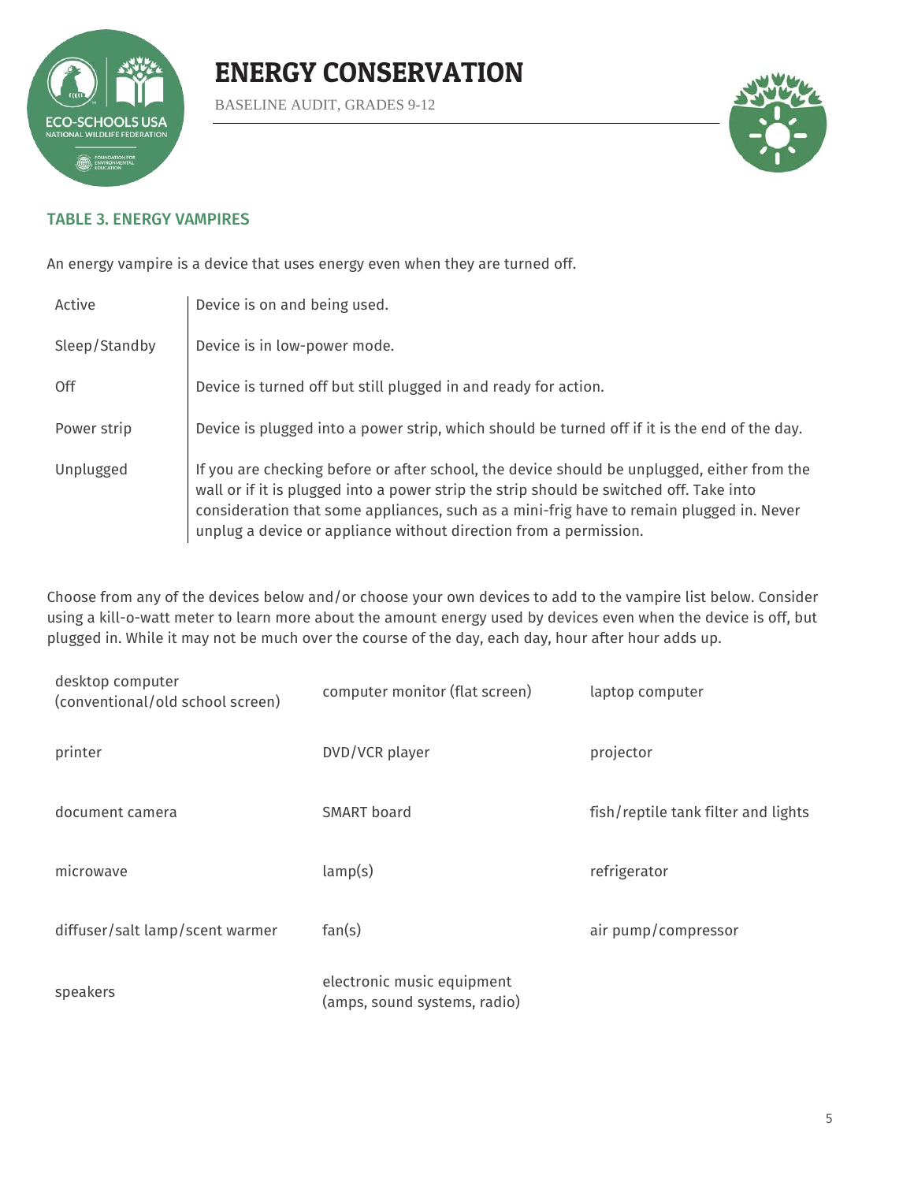# ENERGY CONSERVATION

BASELINE AUDIT, GRADES 9-12

## TABLE 3. ENERGY VAMPIRES

An energy vampire is a device that uses energy even when they are turned off.

| | |
|---|---|
| Active | Device is on and being used. |
| Sleep/Standby | Device is in low-power mode. |
| Off | Device is turned off but still plugged in and ready for action. |
| Power strip | Device is plugged into a power strip, which should be turned off if it is the end of the day. |
| Unplugged | If you are checking before or after school, the device should be unplugged, either from the wall or if it is plugged into a power strip the strip should be switched off. Take into consideration that some appliances, such as a mini-frig have to remain plugged in. Never unplug a device or appliance without direction from a permission. |

Choose from any of the devices below and/or choose your own devices to add to the vampire list below. Consider using a kill-o-watt meter to learn more about the amount energy used by devices even when the device is off, but plugged in. While it may not be much over the course of the day, each day, hour after hour adds up.

| | | |
|---|---|---|
| desktop computer (conventional/old school screen) | computer monitor (flat screen) | laptop computer |
| printer | DVD/VCR player | projector |
| document camera | SMART board | fish/reptile tank filter and lights |
| microwave | lamp(s) | refrigerator |
| diffuser/salt lamp/scent warmer | fan(s) | air pump/compressor |
| speakers | electronic music equipment (amps, sound systems, radio) | |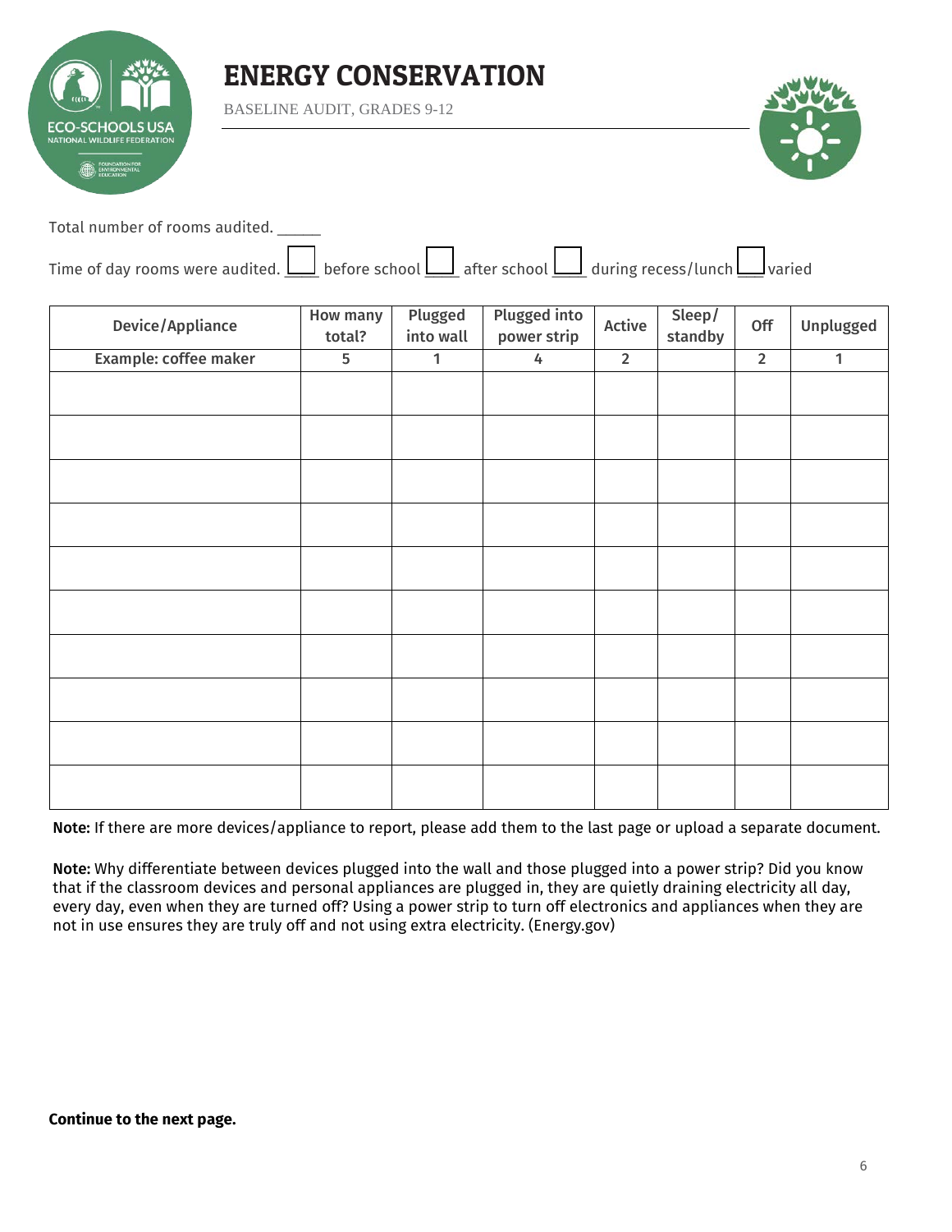# ENERGY CONSERVATION

BASELINE AUDIT, GRADES 9-12

Total number of rooms audited. ______

Time of day rooms were audited. ☐ before school ☐ after school ☐ during recess/lunch ☐ varied

| Device/Appliance | How many total? | Plugged into wall | Plugged into power strip | Active | Sleep/ standby | Off | Unplugged |
|---|---|---|---|---|---|---|---|
| **Example: coffee maker** | 5 | 1 | 4 | 2 | | 2 | 1 |
| | | | | | | | |
| | | | | | | | |
| | | | | | | | |
| | | | | | | | |
| | | | | | | | |
| | | | | | | | |
| | | | | | | | |
| | | | | | | | |
| | | | | | | | |
| | | | | | | | |

**Note:** If there are more devices/appliance to report, please add them to the last page or upload a separate document.

**Note:** Why differentiate between devices plugged into the wall and those plugged into a power strip? Did you know that if the classroom devices and personal appliances are plugged in, they are quietly draining electricity all day, every day, even when they are turned off? Using a power strip to turn off electronics and appliances when they are not in use ensures they are truly off and not using extra electricity. (Energy.gov)

**Continue to the next page.**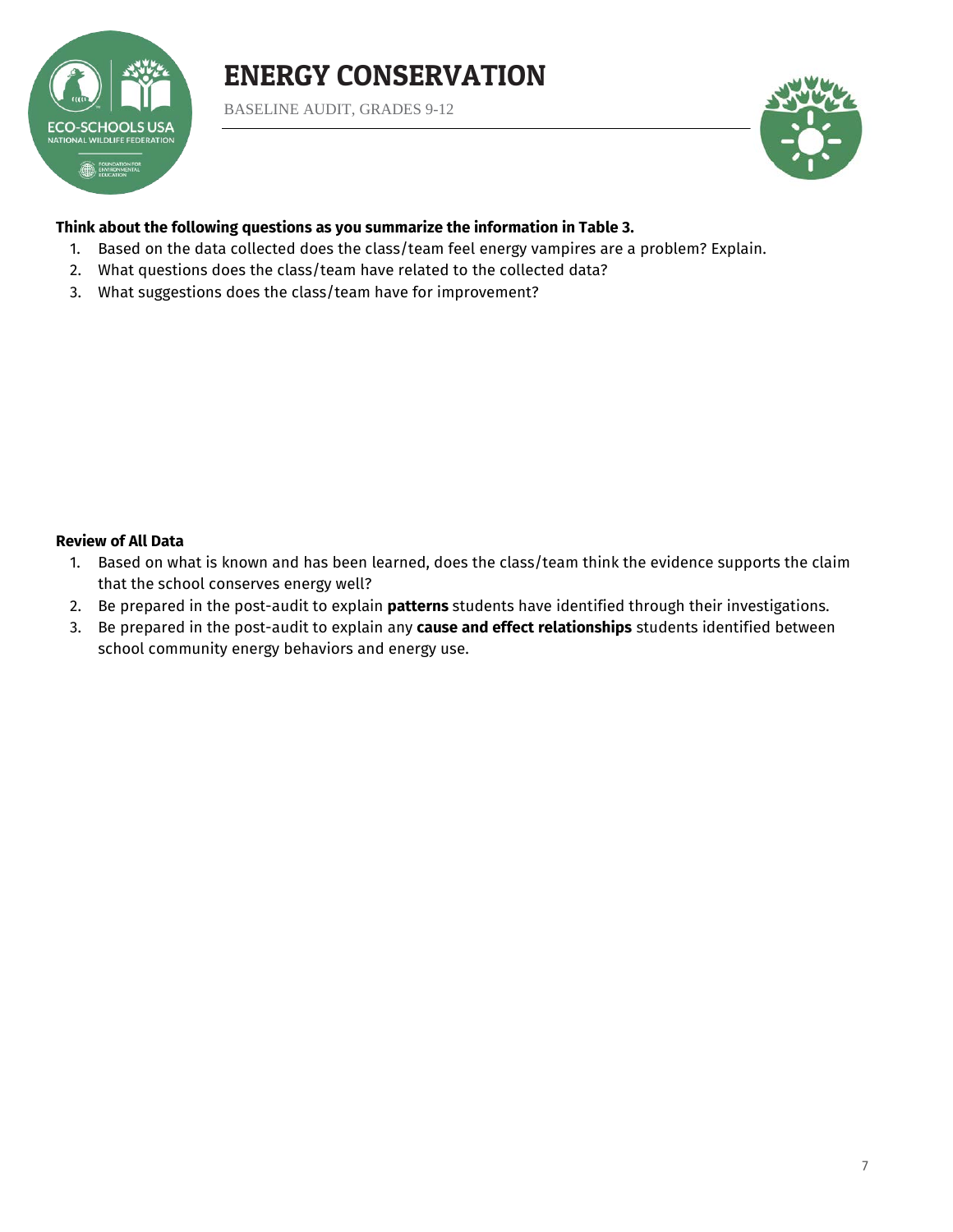**Think about the following questions as you summarize the information in Table 3.**

1. Based on the data collected does the class/team feel energy vampires are a problem? Explain.
2. What questions does the class/team have related to the collected data?
3. What suggestions does the class/team have for improvement?

**Review of All Data**

1. Based on what is known and has been learned, does the class/team think the evidence supports the claim that the school conserves energy well?
2. Be prepared in the post-audit to explain **patterns** students have identified through their investigations.
3. Be prepared in the post-audit to explain any **cause and effect relationships** students identified between school community energy behaviors and energy use.